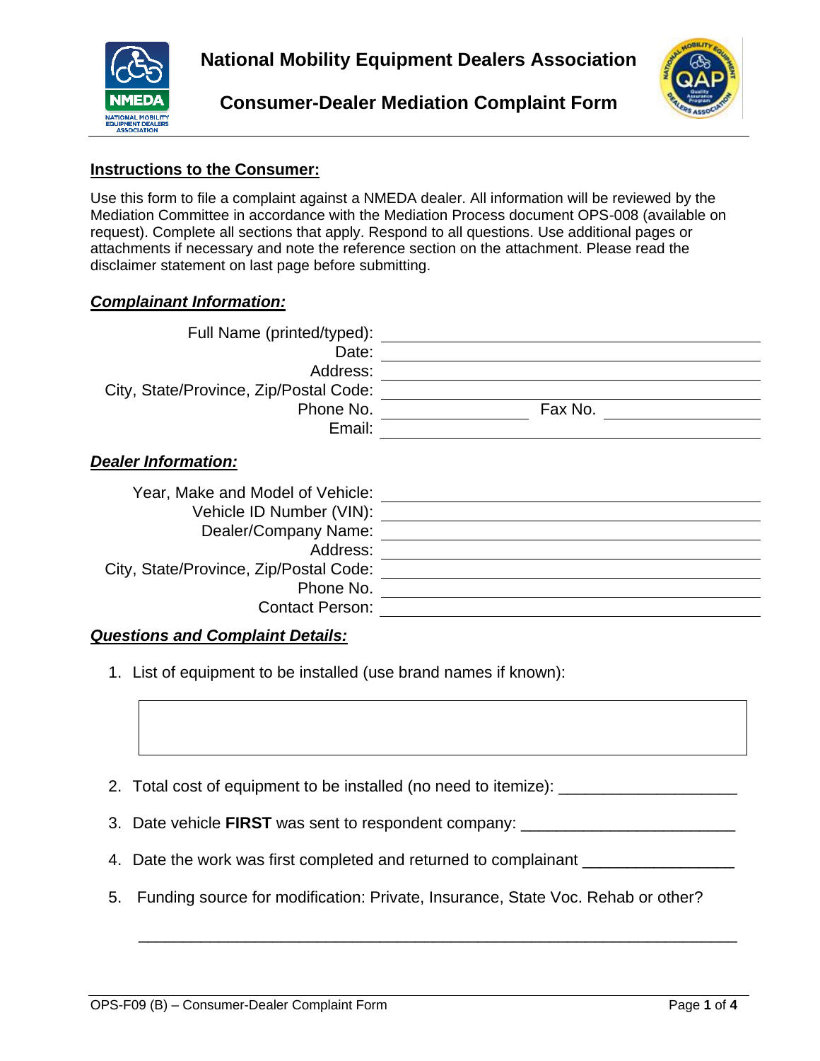# National Mobility Equipment Dealers Association

## Consumer-Dealer Mediation Complaint Form

**Instructions to the Consumer:**

Use this form to file a complaint against a NMEDA dealer. All information will be reviewed by the Mediation Committee in accordance with the Mediation Process document OPS-008 (available on request). Complete all sections that apply. Respond to all questions. Use additional pages or attachments if necessary and note the reference section on the attachment. Please read the disclaimer statement on last page before submitting.

***Complaintant Information:***

Full Name (printed/typed): ______________________________

Date: ______________________________

Address: ______________________________

City, State/Province, Zip/Postal Code: ______________________________

Phone No. ______________ Fax No. ______________

Email: ______________________________

***Dealer Information:***

Year, Make and Model of Vehicle: ______________________________

Vehicle ID Number (VIN): ______________________________

Dealer/Company Name: ______________________________

Address: ______________________________

City, State/Province, Zip/Postal Code: ______________________________

Phone No. ______________________________

Contact Person: ______________________________

***Questions and Complaint Details:***

1. List of equipment to be installed (use brand names if known):

2. Total cost of equipment to be installed (no need to itemize): ____________________
3. Date vehicle **FIRST** was sent to respondent company: ________________________
4. Date the work was first completed and returned to complainant _________________
5. Funding source for modification: Private, Insurance, State Voc. Rehab or other?

   ___________________________________________________________________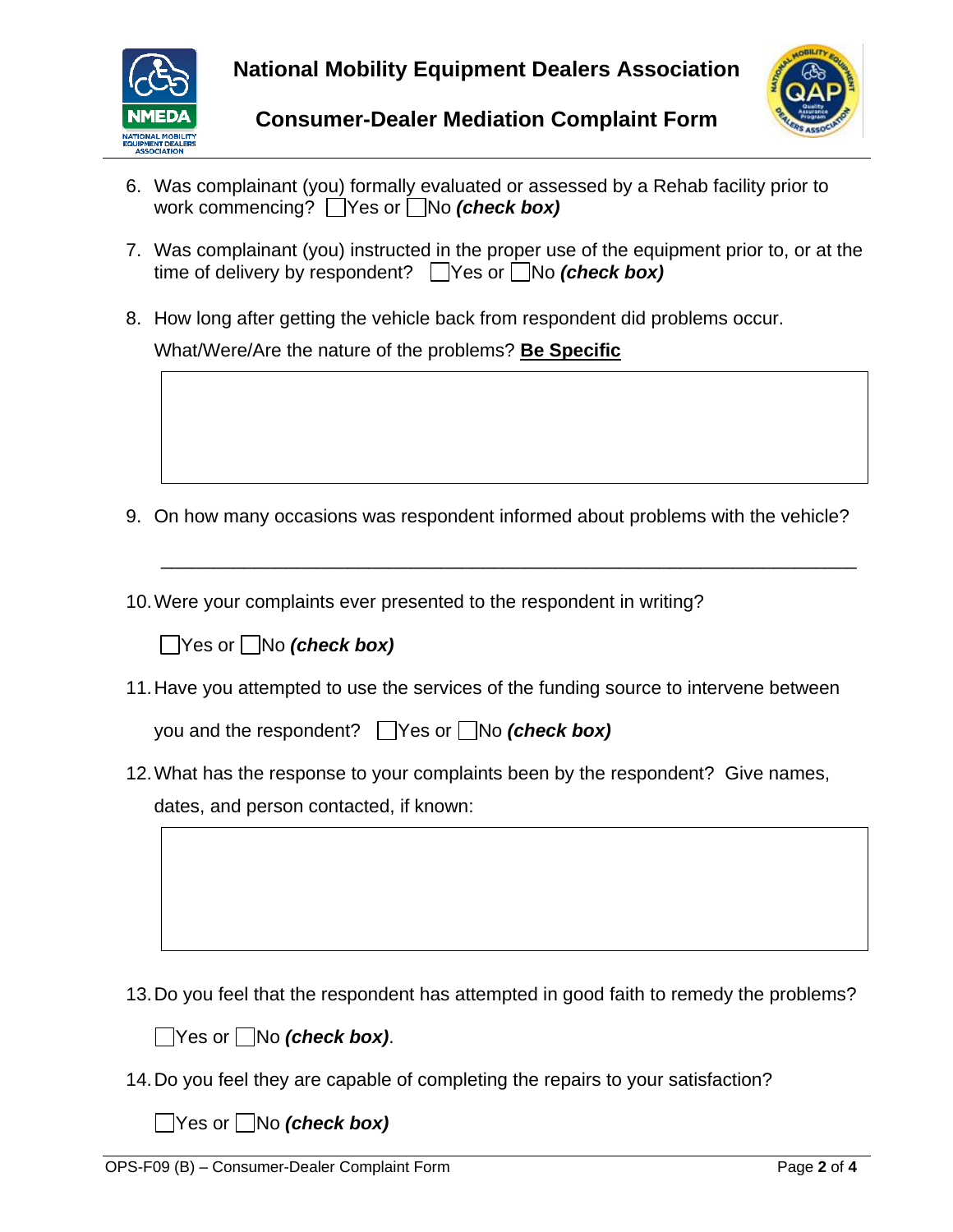6. Was complainant (you) formally evaluated or assessed by a Rehab facility prior to work commencing? ☐Yes or ☐No ***(check box)***

7. Was complainant (you) instructed in the proper use of the equipment prior to, or at the time of delivery by respondent? ☐Yes or ☐No ***(check box)***

8. How long after getting the vehicle back from respondent did problems occur.

   What/Were/Are the nature of the problems? **Be Specific**

9. On how many occasions was respondent informed about problems with the vehicle?

   ___________________________________________________________________

10. Were your complaints ever presented to the respondent in writing?

    ☐Yes or ☐No ***(check box)***

11. Have you attempted to use the services of the funding source to intervene between you and the respondent? ☐Yes or ☐No ***(check box)***

12. What has the response to your complaints been by the respondent? Give names, dates, and person contacted, if known:

13. Do you feel that the respondent has attempted in good faith to remedy the problems?

    ☐Yes or ☐No ***(check box)***.

14. Do you feel they are capable of completing the repairs to your satisfaction?

    ☐Yes or ☐No ***(check box)***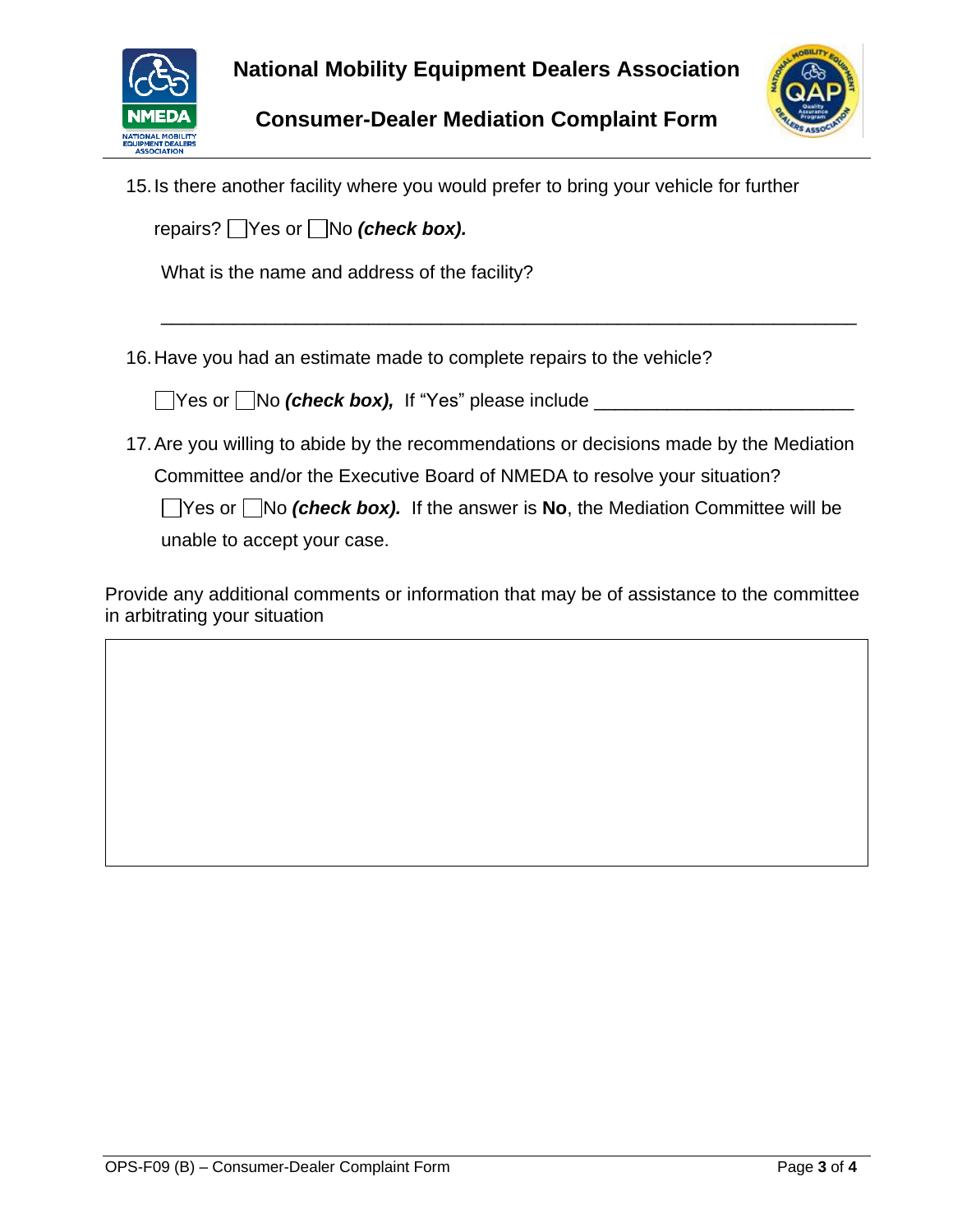15. Is there another facility where you would prefer to bring your vehicle for further repairs? ☐Yes or ☐No ***(check box).***

    What is the name and address of the facility?

    \_\_\_\_\_\_\_\_\_\_\_\_\_\_\_\_\_\_\_\_\_\_\_\_\_\_\_\_\_\_\_\_\_\_\_\_\_\_\_\_\_\_\_\_\_\_\_\_\_\_\_\_\_\_\_\_\_\_\_\_\_\_\_\_\_\_\_\_\_\_

16. Have you had an estimate made to complete repairs to the vehicle?

    ☐Yes or ☐No ***(check box),*** If "Yes" please include \_\_\_\_\_\_\_\_\_\_\_\_\_\_\_\_\_\_\_\_\_\_\_\_\_\_\_\_

17. Are you willing to abide by the recommendations or decisions made by the Mediation Committee and/or the Executive Board of NMEDA to resolve your situation?

    ☐Yes or ☐No ***(check box).*** If the answer is **No**, the Mediation Committee will be unable to accept your case.

Provide any additional comments or information that may be of assistance to the committee in arbitrating your situation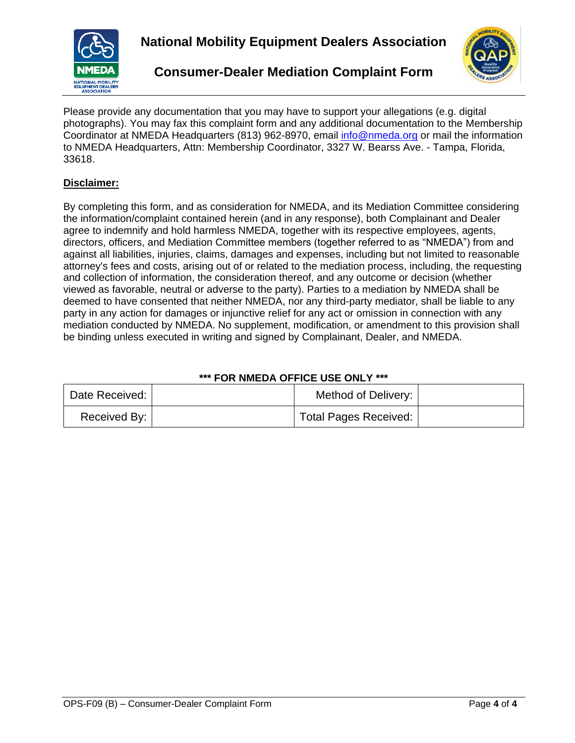# National Mobility Equipment Dealers Association

## Consumer-Dealer Mediation Complaint Form

Please provide any documentation that you may have to support your allegations (e.g. digital photographs). You may fax this complaint form and any additional documentation to the Membership Coordinator at NMEDA Headquarters (813) 962-8970, email info@nmeda.org or mail the information to NMEDA Headquarters, Attn: Membership Coordinator, 3327 W. Bearss Ave. - Tampa, Florida, 33618.

**Disclaimer:**

By completing this form, and as consideration for NMEDA, and its Mediation Committee considering the information/complaint contained herein (and in any response), both Complainant and Dealer agree to indemnify and hold harmless NMEDA, together with its respective employees, agents, directors, officers, and Mediation Committee members (together referred to as "NMEDA") from and against all liabilities, injuries, claims, damages and expenses, including but not limited to reasonable attorney's fees and costs, arising out of or related to the mediation process, including, the requesting and collection of information, the consideration thereof, and any outcome or decision (whether viewed as favorable, neutral or adverse to the party). Parties to a mediation by NMEDA shall be deemed to have consented that neither NMEDA, nor any third-party mediator, shall be liable to any party in any action for damages or injunctive relief for any act or omission in connection with any mediation conducted by NMEDA. No supplement, modification, or amendment to this provision shall be binding unless executed in writing and signed by Complainant, Dealer, and NMEDA.

**\*\*\* FOR NMEDA OFFICE USE ONLY \*\*\***

| | | | |
|---|---|---|---|
| Date Received: | | Method of Delivery: | |
| Received By: | | Total Pages Received: | |